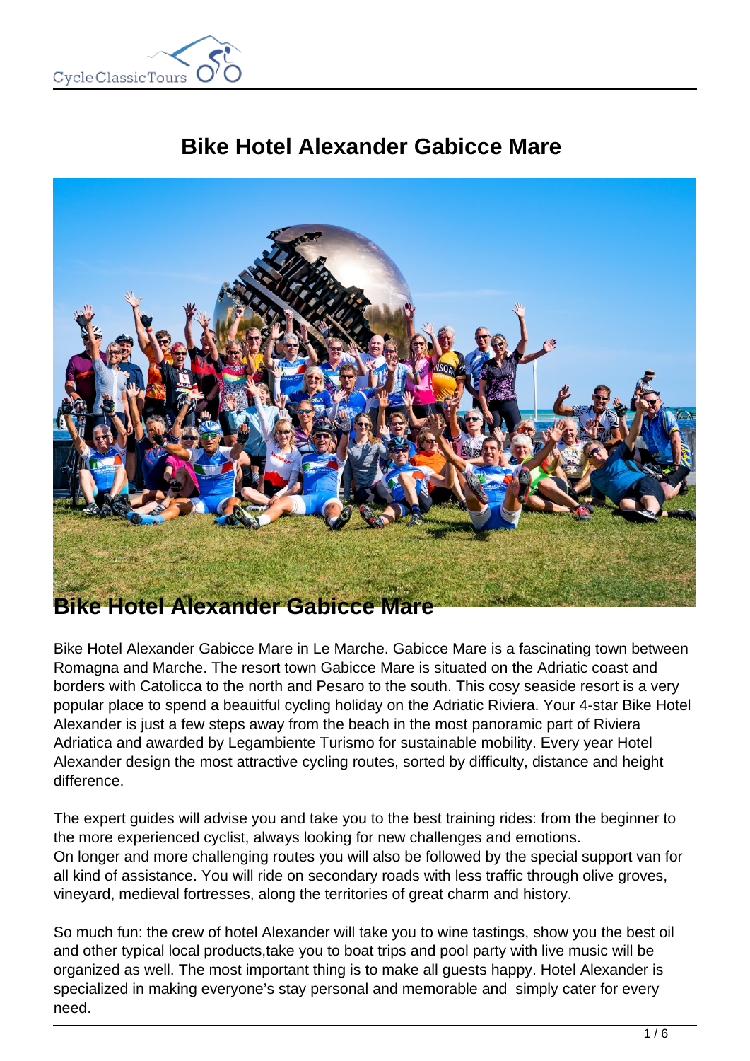# Bike Hotel Alexander Gabicce Mare

## Bike Hotel Alexander Gabicce Mare

Bike Hotel Alexander Gabicce Mare in Le Marche. Gabicce Mare is a fascinating town between Romagna and Marche. The resort town Gabicce Mare is situated on the Adriatic coast and borders with Catolicca to the north and Pesaro to the south. This cosy seaside resort is a very popular place to spend a beauitful cycling holiday on the Adriatic Riviera. Your 4-star Bike Hotel Alexander is just a few steps away from the beach in the most panoramic part of Riviera Adriatica and awarded by Legambiente Turismo for sustainable mobility. Every year Hotel Alexander design the most attractive cycling routes, sorted by difficulty, distance and height difference.

The expert guides will advise you and take you to the best training rides: from the beginner to the more experienced cyclist, always looking for new challenges and emotions.
On longer and more challenging routes you will also be followed by the special support van for all kind of assistance. You will ride on secondary roads with less traffic through olive groves, vineyard, medieval fortresses, along the territories of great charm and history.

So much fun: the crew of hotel Alexander will take you to wine tastings, show you the best oil and other typical local products,take you to boat trips and pool party with live music will be organized as well. The most important thing is to make all guests happy. Hotel Alexander is specialized in making everyone's stay personal and memorable and simply cater for every need.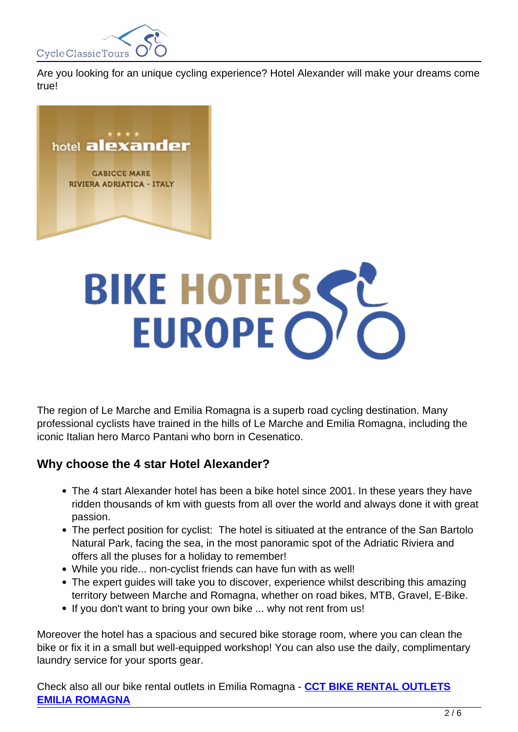Are you looking for an unique cycling experience? Hotel Alexander will make your dreams come true!

The region of Le Marche and Emilia Romagna is a superb road cycling destination. Many professional cyclists have trained in the hills of Le Marche and Emilia Romagna, including the iconic Italian hero Marco Pantani who born in Cesenatico.

### Why choose the 4 star Hotel Alexander?

- The 4 start Alexander hotel has been a bike hotel since 2001. In these years they have ridden thousands of km with guests from all over the world and always done it with great passion.
- The perfect position for cyclist: The hotel is sitiuated at the entrance of the San Bartolo Natural Park, facing the sea, in the most panoramic spot of the Adriatic Riviera and offers all the pluses for a holiday to remember!
- While you ride... non-cyclist friends can have fun with as well!
- The expert guides will take you to discover, experience whilst describing this amazing territory between Marche and Romagna, whether on road bikes, MTB, Gravel, E-Bike.
- If you don't want to bring your own bike ... why not rent from us!

Moreover the hotel has a spacious and secured bike storage room, where you can clean the bike or fix it in a small but well-equipped workshop! You can also use the daily, complimentary laundry service for your sports gear.

Check also all our bike rental outlets in Emilia Romagna - **CCT BIKE RENTAL OUTLETS EMILIA ROMAGNA**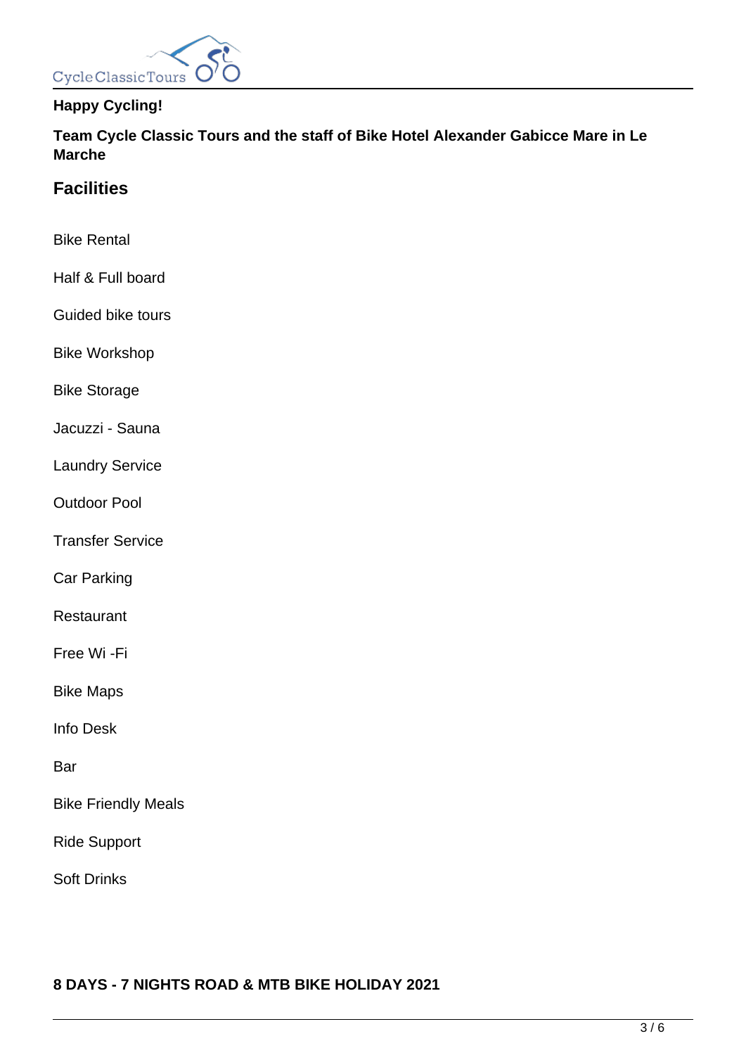**Happy Cycling!**

**Team Cycle Classic Tours and the staff of Bike Hotel Alexander Gabicce Mare in Le Marche**

## Facilities

Bike Rental

Half & Full board

Guided bike tours

Bike Workshop

Bike Storage

Jacuzzi - Sauna

Laundry Service

Outdoor Pool

Transfer Service

Car Parking

Restaurant

Free Wi -Fi

Bike Maps

Info Desk

Bar

Bike Friendly Meals

Ride Support

Soft Drinks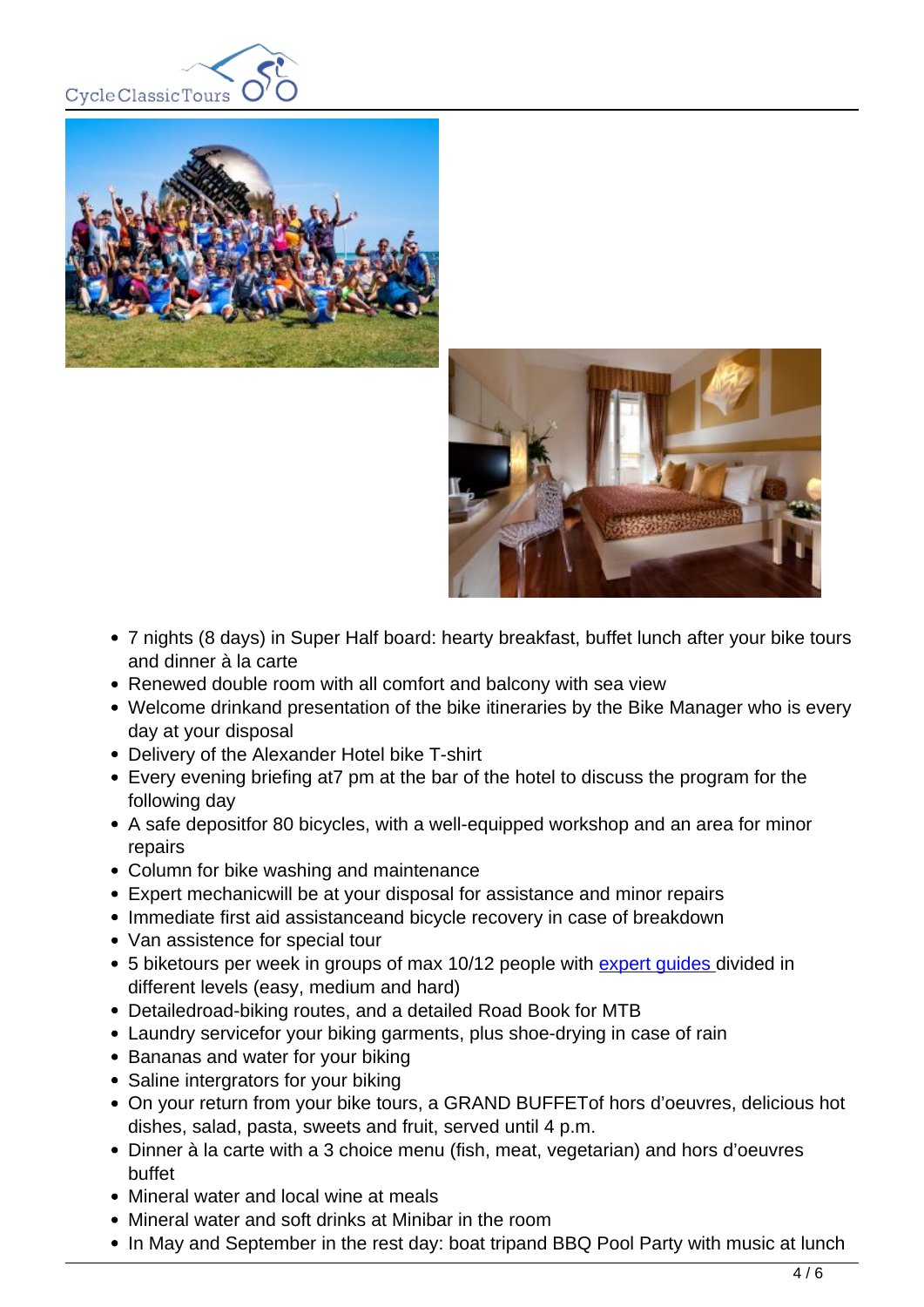- 7 nights (8 days) in Super Half board: hearty breakfast, buffet lunch after your bike tours and dinner à la carte
- Renewed double room with all comfort and balcony with sea view
- Welcome drinkand presentation of the bike itineraries by the Bike Manager who is every day at your disposal
- Delivery of the Alexander Hotel bike T-shirt
- Every evening briefing at7 pm at the bar of the hotel to discuss the program for the following day
- A safe depositfor 80 bicycles, with a well-equipped workshop and an area for minor repairs
- Column for bike washing and maintenance
- Expert mechanicwill be at your disposal for assistance and minor repairs
- Immediate first aid assistanceand bicycle recovery in case of breakdown
- Van assistence for special tour
- 5 biketours per week in groups of max 10/12 people with expert guides divided in different levels (easy, medium and hard)
- Detailedroad-biking routes, and a detailed Road Book for MTB
- Laundry servicefor your biking garments, plus shoe-drying in case of rain
- Bananas and water for your biking
- Saline intergrators for your biking
- On your return from your bike tours, a GRAND BUFFETof hors d'oeuvres, delicious hot dishes, salad, pasta, sweets and fruit, served until 4 p.m.
- Dinner à la carte with a 3 choice menu (fish, meat, vegetarian) and hors d'oeuvres buffet
- Mineral water and local wine at meals
- Mineral water and soft drinks at Minibar in the room
- In May and September in the rest day: boat tripand BBQ Pool Party with music at lunch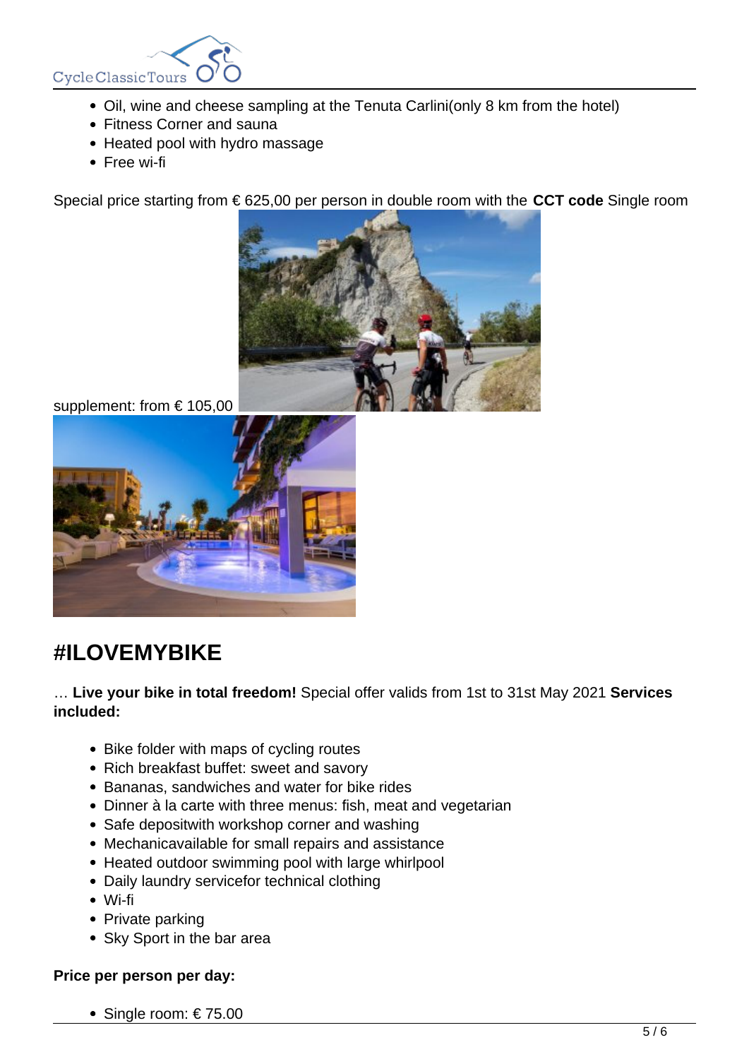- Oil, wine and cheese sampling at the Tenuta Carlini(only 8 km from the hotel)
- Fitness Corner and sauna
- Heated pool with hydro massage
- Free wi-fi

Special price starting from € 625,00 per person in double room with the **CCT code** Single room supplement: from € 105,00

# #ILOVEMYBIKE

… **Live your bike in total freedom!** Special offer valids from 1st to 31st May 2021 **Services included:**

- Bike folder with maps of cycling routes
- Rich breakfast buffet: sweet and savory
- Bananas, sandwiches and water for bike rides
- Dinner à la carte with three menus: fish, meat and vegetarian
- Safe depositwith workshop corner and washing
- Mechanicavailable for small repairs and assistance
- Heated outdoor swimming pool with large whirlpool
- Daily laundry servicefor technical clothing
- Wi-fi
- Private parking
- Sky Sport in the bar area

**Price per person per day:**

- Single room: € 75.00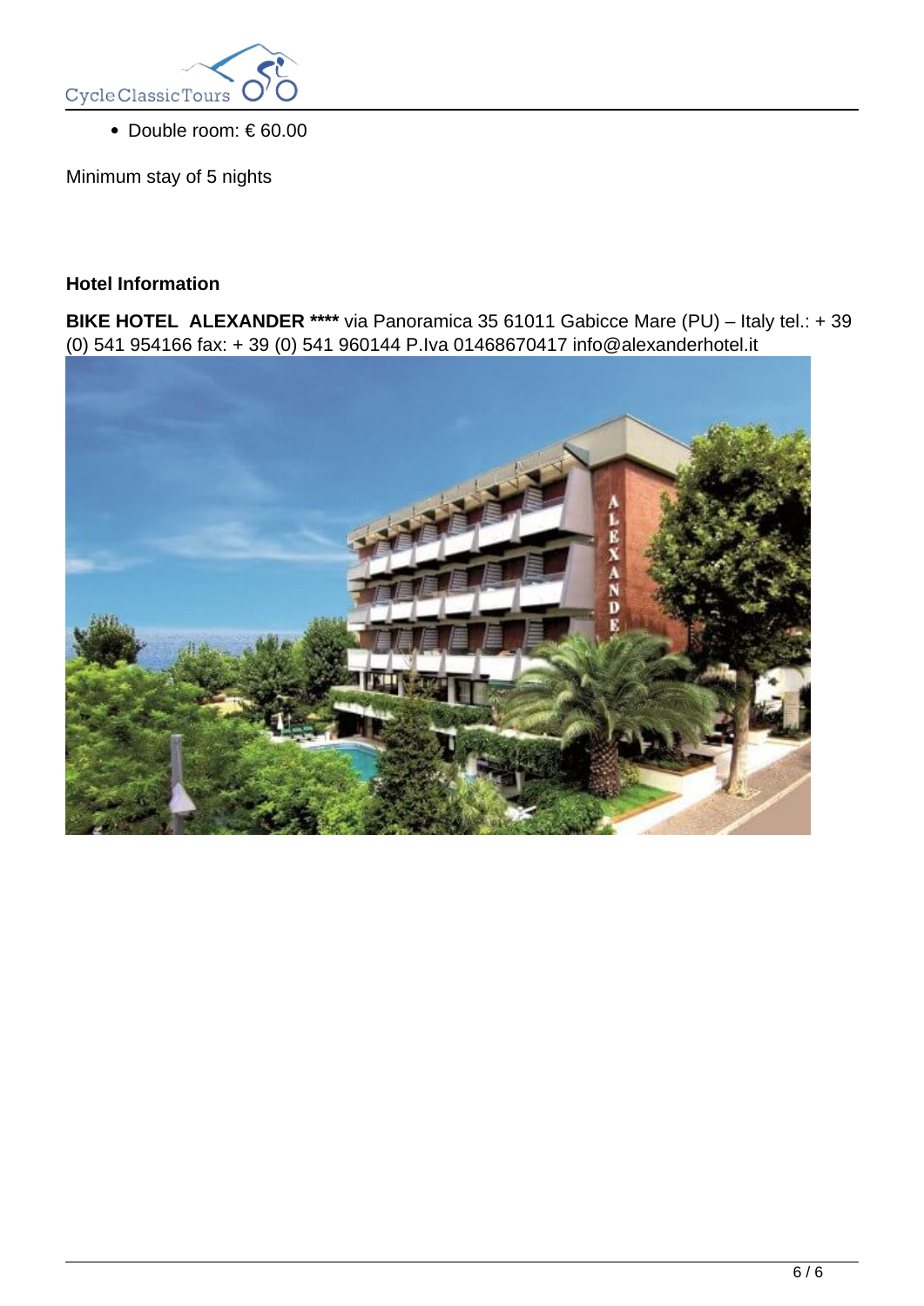- Double room: € 60.00

Minimum stay of 5 nights

**Hotel Information**

**BIKE HOTEL ALEXANDER \*\*\*\*** via Panoramica 35 61011 Gabicce Mare (PU) – Italy tel.: + 39 (0) 541 954166 fax: + 39 (0) 541 960144 P.Iva 01468670417 info@alexanderhotel.it